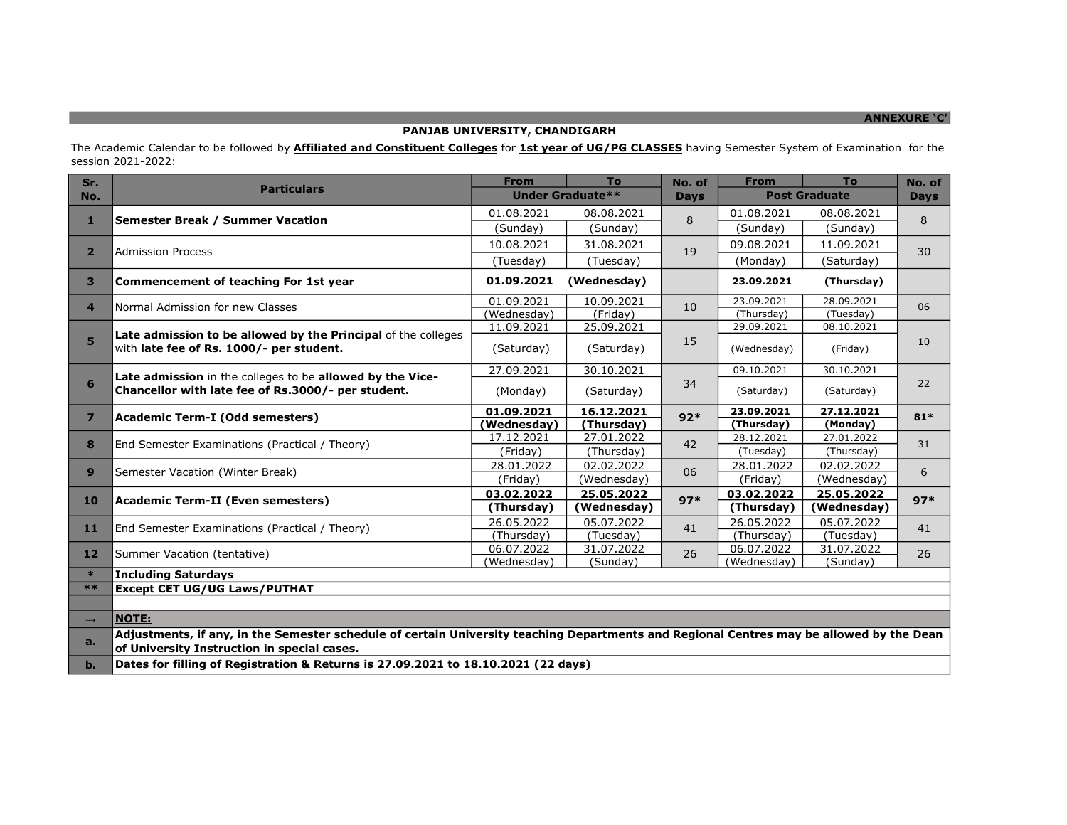ANNEXURE 'C'

**PANJAB UNIVERSITY, CHANDIGARH**

The Academic Calendar to be followed by **Affiliated and Constituent Colleges** for **1st year of UG/PG CLASSES** having Semester System of Examination for the session 2021-2022:

| Sr. No. | Particulars | From | To | No. of Days | From | To | No. of Days |
|---|---|---|---|---|---|---|---|
| | | Under Graduate** | | | Post Graduate | | |
| 1 | **Semester Break / Summer Vacation** | 01.08.2021 (Sunday) | 08.08.2021 (Sunday) | 8 | 01.08.2021 (Sunday) | 08.08.2021 (Sunday) | 8 |
| 2 | Admission Process | 10.08.2021 (Tuesday) | 31.08.2021 (Tuesday) | 19 | 09.08.2021 (Monday) | 11.09.2021 (Saturday) | 30 |
| 3 | **Commencement of teaching For 1st year** | **01.09.2021** | **(Wednesday)** | | **23.09.2021** | **(Thursday)** | |
| 4 | Normal Admission for new Classes | 01.09.2021 (Wednesday) | 10.09.2021 (Friday) | 10 | 23.09.2021 (Thursday) | 28.09.2021 (Tuesday) | 06 |
| 5 | **Late admission to be allowed by the Principal** of the colleges with **late fee of Rs. 1000/- per student.** | 11.09.2021 (Saturday) | 25.09.2021 (Saturday) | 15 | 29.09.2021 (Wednesday) | 08.10.2021 (Friday) | 10 |
| 6 | **Late admission** in the colleges to be **allowed by the Vice-Chancellor with late fee of Rs.3000/- per student.** | 27.09.2021 (Monday) | 30.10.2021 (Saturday) | 34 | 09.10.2021 (Saturday) | 30.10.2021 (Saturday) | 22 |
| 7 | **Academic Term-I (Odd semesters)** | **01.09.2021 (Wednesday)** | **16.12.2021 (Thursday)** | **92*** | **23.09.2021 (Thursday)** | **27.12.2021 (Monday)** | **81*** |
| 8 | End Semester Examinations (Practical / Theory) | 17.12.2021 (Friday) | 27.01.2022 (Thursday) | 42 | 28.12.2021 (Tuesday) | 27.01.2022 (Thursday) | 31 |
| 9 | Semester Vacation (Winter Break) | 28.01.2022 (Friday) | 02.02.2022 (Wednesday) | 06 | 28.01.2022 (Friday) | 02.02.2022 (Wednesday) | 6 |
| 10 | **Academic Term-II (Even semesters)** | **03.02.2022 (Thursday)** | **25.05.2022 (Wednesday)** | **97*** | **03.02.2022 (Thursday)** | **25.05.2022 (Wednesday)** | **97*** |
| 11 | End Semester Examinations (Practical / Theory) | 26.05.2022 (Thursday) | 05.07.2022 (Tuesday) | 41 | 26.05.2022 (Thursday) | 05.07.2022 (Tuesday) | 41 |
| 12 | Summer Vacation (tentative) | 06.07.2022 (Wednesday) | 31.07.2022 (Sunday) | 26 | 06.07.2022 (Wednesday) | 31.07.2022 (Sunday) | 26 |
| * | **Including Saturdays** | | | | | | |
| ** | **Except CET UG/UG Laws/PUTHAT** | | | | | | |
| → | **NOTE:** | | | | | | |
| a. | **Adjustments, if any, in the Semester schedule of certain University teaching Departments and Regional Centres may be allowed by the Dean of University Instruction in special cases.** | | | | | | |
| b. | **Dates for filling of Registration & Returns is 27.09.2021 to 18.10.2021 (22 days)** | | | | | | |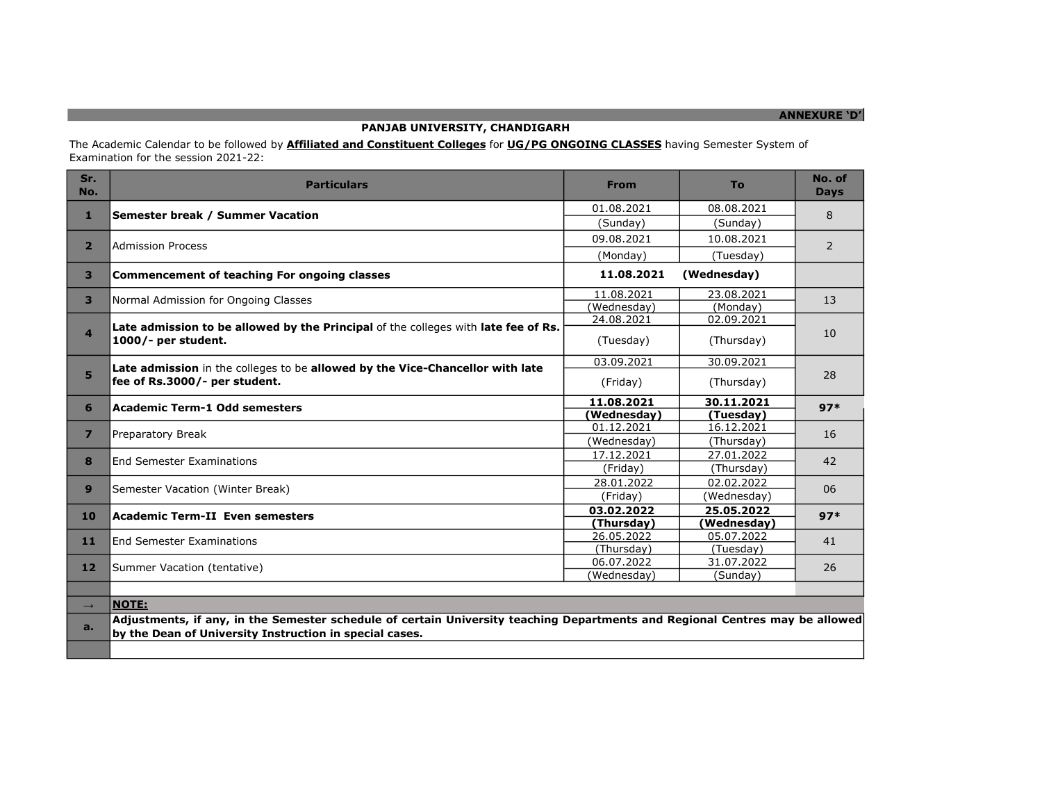**ANNEXURE 'D'**

**PANJAB UNIVERSITY, CHANDIGARH**

The Academic Calendar to be followed by **Affiliated and Constituent Colleges** for **UG/PG ONGOING CLASSES** having Semester System of Examination for the session 2021-22:

| Sr. No. | Particulars | From | To | No. of Days |
|---|---|---|---|---|
| **1** | **Semester break / Summer Vacation** | 01.08.2021 (Sunday) | 08.08.2021 (Sunday) | 8 |
| **2** | Admission Process | 09.08.2021 (Monday) | 10.08.2021 (Tuesday) | 2 |
| **3** | **Commencement of teaching For ongoing classes** | **11.08.2021 (Wednesday)** | | |
| **3** | Normal Admission for Ongoing Classes | 11.08.2021 (Wednesday) | 23.08.2021 (Monday) | 13 |
| **4** | **Late admission to be allowed by the Principal** of the colleges with **late fee of Rs. 1000/- per student.** | 24.08.2021 (Tuesday) | 02.09.2021 (Thursday) | 10 |
| **5** | **Late admission** in the colleges to be **allowed by the Vice-Chancellor with late fee of Rs.3000/- per student.** | 03.09.2021 (Friday) | 30.09.2021 (Thursday) | 28 |
| **6** | **Academic Term-1 Odd semesters** | **11.08.2021 (Wednesday)** | **30.11.2021 (Tuesday)** | **97*** |
| **7** | Preparatory Break | 01.12.2021 (Wednesday) | 16.12.2021 (Thursday) | 16 |
| **8** | End Semester Examinations | 17.12.2021 (Friday) | 27.01.2022 (Thursday) | 42 |
| **9** | Semester Vacation (Winter Break) | 28.01.2022 (Friday) | 02.02.2022 (Wednesday) | 06 |
| **10** | **Academic Term-II Even semesters** | **03.02.2022 (Thursday)** | **25.05.2022 (Wednesday)** | **97*** |
| **11** | End Semester Examinations | 26.05.2022 (Thursday) | 05.07.2022 (Tuesday) | 41 |
| **12** | Summer Vacation (tentative) | 06.07.2022 (Wednesday) | 31.07.2022 (Sunday) | 26 |

**NOTE:**

**a.** **Adjustments, if any, in the Semester schedule of certain University teaching Departments and Regional Centres may be allowed by the Dean of University Instruction in special cases.**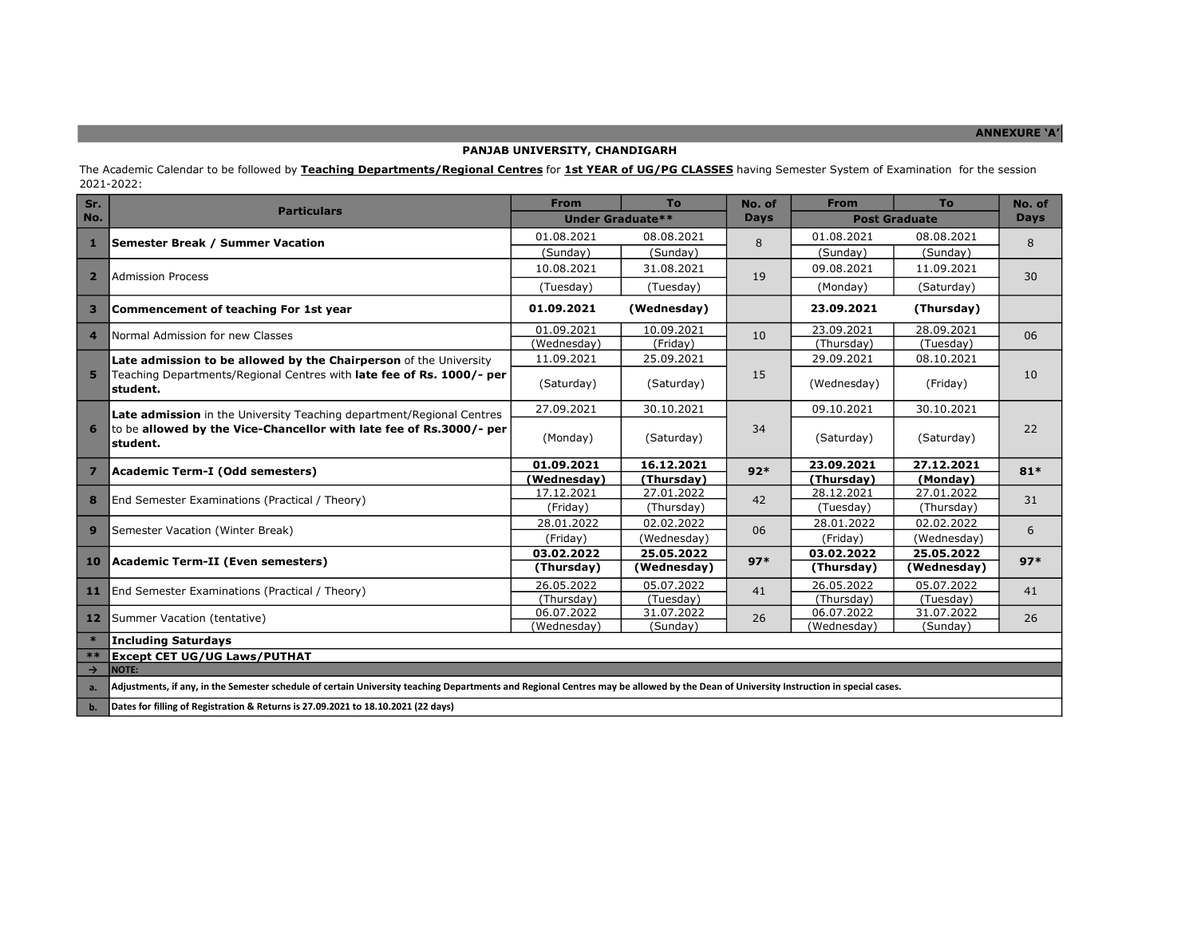ANNEXURE 'A'

**PANJAB UNIVERSITY, CHANDIGARH**

The Academic Calendar to be followed by **Teaching Departments/Regional Centres** for **1st YEAR of UG/PG CLASSES** having Semester System of Examination for the session 2021-2022:

| Sr. No. | Particulars | From | To | No. of Days | From | To | No. of Days |
|---|---|---|---|---|---|---|---|
| | | Under Graduate** | | | Post Graduate | | |
| 1 | **Semester Break / Summer Vacation** | 01.08.2021 (Sunday) | 08.08.2021 (Sunday) | 8 | 01.08.2021 (Sunday) | 08.08.2021 (Sunday) | 8 |
| 2 | Admission Process | 10.08.2021 (Tuesday) | 31.08.2021 (Tuesday) | 19 | 09.08.2021 (Monday) | 11.09.2021 (Saturday) | 30 |
| 3 | **Commencement of teaching For 1st year** | **01.09.2021** | **(Wednesday)** | | **23.09.2021** | **(Thursday)** | |
| 4 | Normal Admission for new Classes | 01.09.2021 (Wednesday) | 10.09.2021 (Friday) | 10 | 23.09.2021 (Thursday) | 28.09.2021 (Tuesday) | 06 |
| 5 | **Late admission to be allowed by the Chairperson** of the University Teaching Departments/Regional Centres with **late fee of Rs. 1000/- per student.** | 11.09.2021 (Saturday) | 25.09.2021 (Saturday) | 15 | 29.09.2021 (Wednesday) | 08.10.2021 (Friday) | 10 |
| 6 | **Late admission** in the University Teaching department/Regional Centres to be **allowed by the Vice-Chancellor with late fee of Rs.3000/- per student.** | 27.09.2021 (Monday) | 30.10.2021 (Saturday) | 34 | 09.10.2021 (Saturday) | 30.10.2021 (Saturday) | 22 |
| 7 | **Academic Term-I (Odd semesters)** | **01.09.2021 (Wednesday)** | **16.12.2021 (Thursday)** | **92*** | **23.09.2021 (Thursday)** | **27.12.2021 (Monday)** | **81*** |
| 8 | End Semester Examinations (Practical / Theory) | 17.12.2021 (Friday) | 27.01.2022 (Thursday) | 42 | 28.12.2021 (Tuesday) | 27.01.2022 (Thursday) | 31 |
| 9 | Semester Vacation (Winter Break) | 28.01.2022 (Friday) | 02.02.2022 (Wednesday) | 06 | 28.01.2022 (Friday) | 02.02.2022 (Wednesday) | 6 |
| 10 | **Academic Term-II (Even semesters)** | **03.02.2022 (Thursday)** | **25.05.2022 (Wednesday)** | **97*** | **03.02.2022 (Thursday)** | **25.05.2022 (Wednesday)** | **97*** |
| 11 | End Semester Examinations (Practical / Theory) | 26.05.2022 (Thursday) | 05.07.2022 (Tuesday) | 41 | 26.05.2022 (Thursday) | 05.07.2022 (Tuesday) | 41 |
| 12 | Summer Vacation (tentative) | 06.07.2022 (Wednesday) | 31.07.2022 (Sunday) | 26 | 06.07.2022 (Wednesday) | 31.07.2022 (Sunday) | 26 |
| * | **Including Saturdays** | | | | | | |
| ** | **Except CET UG/UG Laws/PUTHAT** | | | | | | |
| → | **NOTE:** | | | | | | |
| a. | **Adjustments, if any, in the Semester schedule of certain University teaching Departments and Regional Centres may be allowed by the Dean of University Instruction in special cases.** | | | | | | |
| b. | **Dates for filling of Registration & Returns is 27.09.2021 to 18.10.2021 (22 days)** | | | | | | |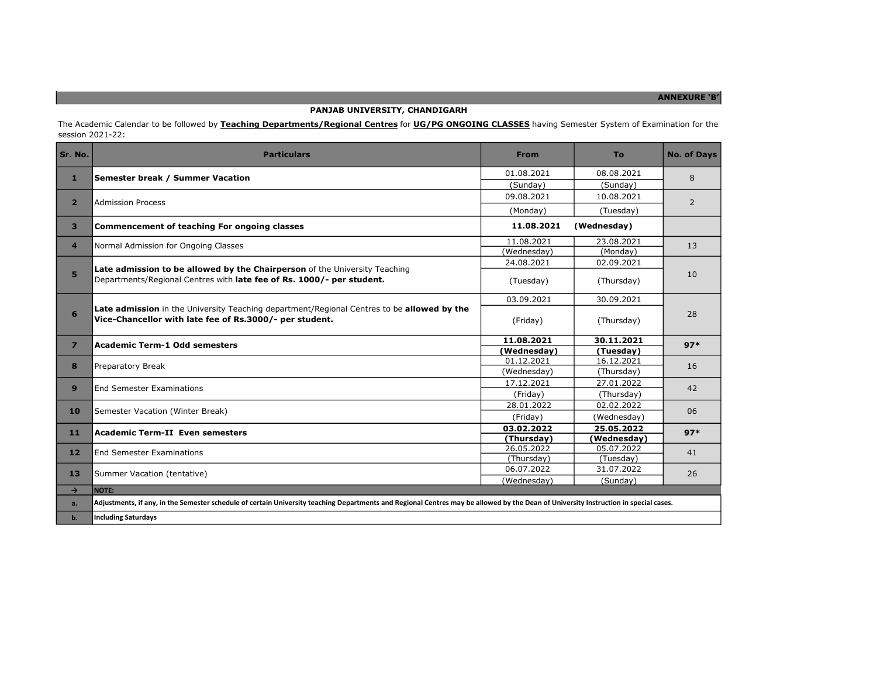**ANNEXURE 'B'**

**PANJAB UNIVERSITY, CHANDIGARH**

The Academic Calendar to be followed by **Teaching Departments/Regional Centres** for **UG/PG ONGOING CLASSES** having Semester System of Examination for the session 2021-22:

| Sr. No. | Particulars | From | To | No. of Days |
|---|---|---|---|---|
| **1** | **Semester break / Summer Vacation** | 01.08.2021 (Sunday) | 08.08.2021 (Sunday) | 8 |
| **2** | Admission Process | 09.08.2021 (Monday) | 10.08.2021 (Tuesday) | 2 |
| **3** | **Commencement of teaching For ongoing classes** | **11.08.2021** | **(Wednesday)** | |
| **4** | Normal Admission for Ongoing Classes | 11.08.2021 (Wednesday) | 23.08.2021 (Monday) | 13 |
| **5** | **Late admission to be allowed by the Chairperson** of the University Teaching Departments/Regional Centres with **late fee of Rs. 1000/- per student.** | 24.08.2021 (Tuesday) | 02.09.2021 (Thursday) | 10 |
| **6** | **Late admission** in the University Teaching department/Regional Centres to be **allowed by the Vice-Chancellor with late fee of Rs.3000/- per student.** | 03.09.2021 (Friday) | 30.09.2021 (Thursday) | 28 |
| **7** | **Academic Term-1 Odd semesters** | **11.08.2021 (Wednesday)** | **30.11.2021 (Tuesday)** | **97*** |
| **8** | Preparatory Break | 01.12.2021 (Wednesday) | 16.12.2021 (Thursday) | 16 |
| **9** | End Semester Examinations | 17.12.2021 (Friday) | 27.01.2022 (Thursday) | 42 |
| **10** | Semester Vacation (Winter Break) | 28.01.2022 (Friday) | 02.02.2022 (Wednesday) | 06 |
| **11** | **Academic Term-II Even semesters** | **03.02.2022 (Thursday)** | **25.05.2022 (Wednesday)** | **97*** |
| **12** | End Semester Examinations | 26.05.2022 (Thursday) | 05.07.2022 (Tuesday) | 41 |
| **13** | Summer Vacation (tentative) | 06.07.2022 (Wednesday) | 31.07.2022 (Sunday) | 26 |
| → | **NOTE:** | | | |
| **a.** | **Adjustments, if any, in the Semester schedule of certain University teaching Departments and Regional Centres may be allowed by the Dean of University Instruction in special cases.** | | | |
| **b.** | **Including Saturdays** | | | |